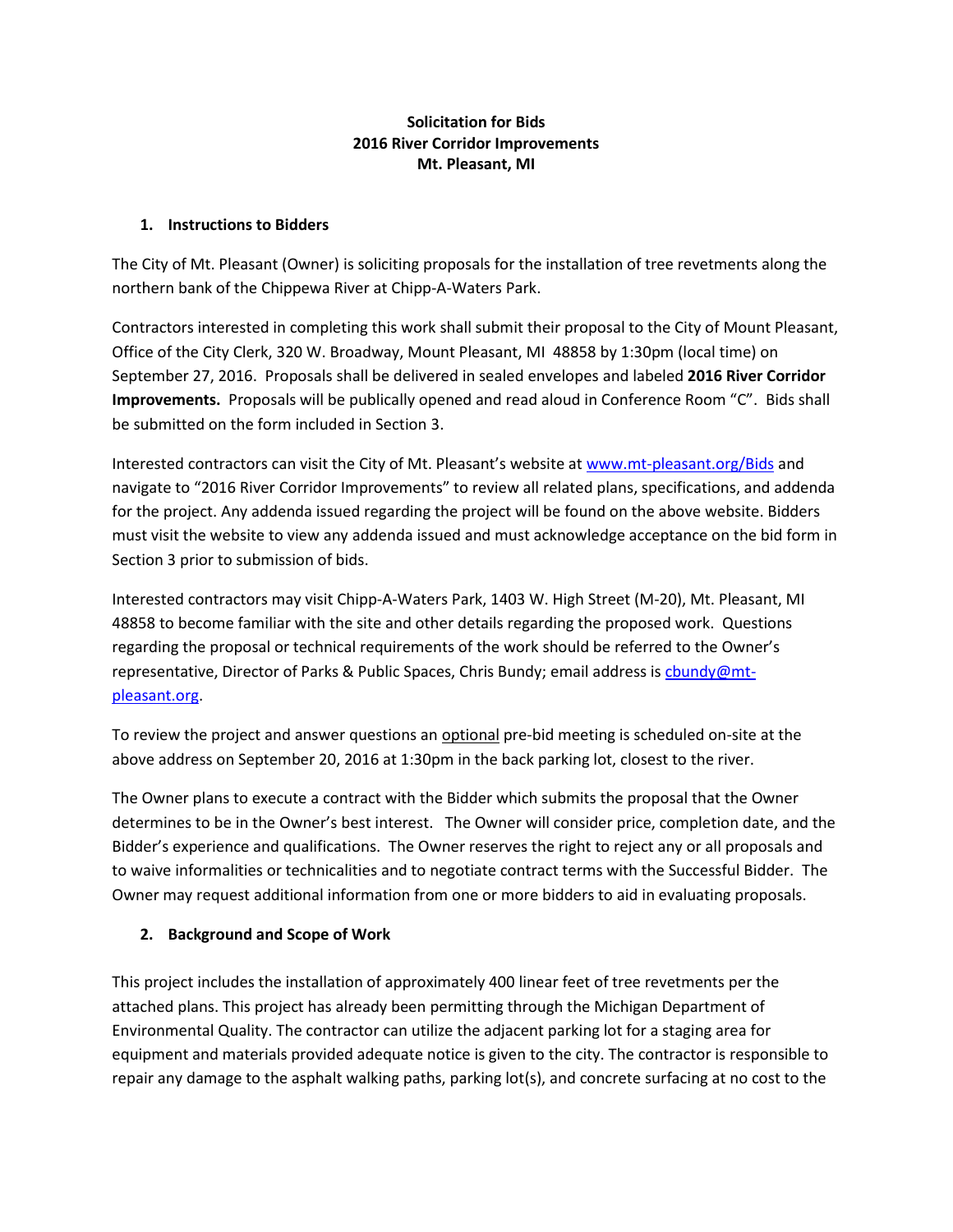**Solicitation for Bids**
**2016 River Corridor Improvements**
**Mt. Pleasant, MI**

## 1. Instructions to Bidders

The City of Mt. Pleasant (Owner) is soliciting proposals for the installation of tree revetments along the northern bank of the Chippewa River at Chipp-A-Waters Park.

Contractors interested in completing this work shall submit their proposal to the City of Mount Pleasant, Office of the City Clerk, 320 W. Broadway, Mount Pleasant, MI 48858 by 1:30pm (local time) on September 27, 2016. Proposals shall be delivered in sealed envelopes and labeled **2016 River Corridor Improvements.** Proposals will be publically opened and read aloud in Conference Room "C". Bids shall be submitted on the form included in Section 3.

Interested contractors can visit the City of Mt. Pleasant's website at www.mt-pleasant.org/Bids and navigate to "2016 River Corridor Improvements" to review all related plans, specifications, and addenda for the project. Any addenda issued regarding the project will be found on the above website. Bidders must visit the website to view any addenda issued and must acknowledge acceptance on the bid form in Section 3 prior to submission of bids.

Interested contractors may visit Chipp-A-Waters Park, 1403 W. High Street (M-20), Mt. Pleasant, MI 48858 to become familiar with the site and other details regarding the proposed work. Questions regarding the proposal or technical requirements of the work should be referred to the Owner's representative, Director of Parks & Public Spaces, Chris Bundy; email address is cbundy@mt-pleasant.org.

To review the project and answer questions an optional pre-bid meeting is scheduled on-site at the above address on September 20, 2016 at 1:30pm in the back parking lot, closest to the river.

The Owner plans to execute a contract with the Bidder which submits the proposal that the Owner determines to be in the Owner's best interest. The Owner will consider price, completion date, and the Bidder's experience and qualifications. The Owner reserves the right to reject any or all proposals and to waive informalities or technicalities and to negotiate contract terms with the Successful Bidder. The Owner may request additional information from one or more bidders to aid in evaluating proposals.

## 2. Background and Scope of Work

This project includes the installation of approximately 400 linear feet of tree revetments per the attached plans. This project has already been permitting through the Michigan Department of Environmental Quality. The contractor can utilize the adjacent parking lot for a staging area for equipment and materials provided adequate notice is given to the city. The contractor is responsible to repair any damage to the asphalt walking paths, parking lot(s), and concrete surfacing at no cost to the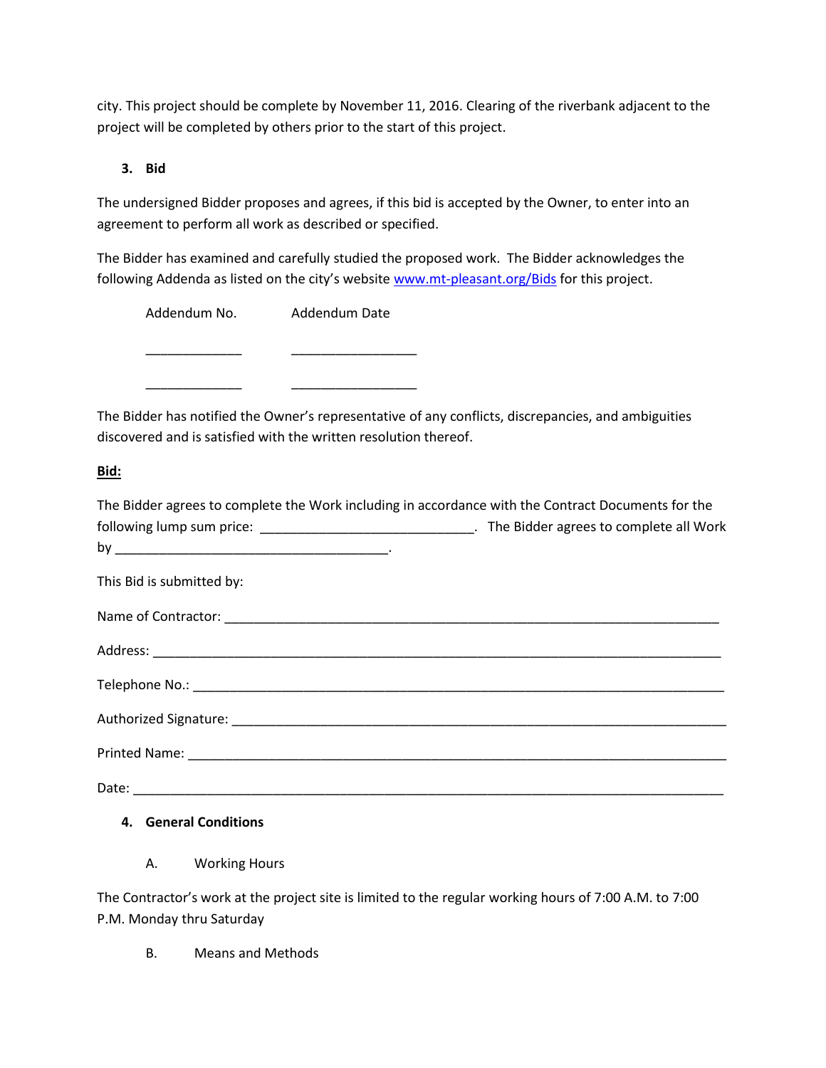city. This project should be complete by November 11, 2016. Clearing of the riverbank adjacent to the project will be completed by others prior to the start of this project.

### 3. Bid

The undersigned Bidder proposes and agrees, if this bid is accepted by the Owner, to enter into an agreement to perform all work as described or specified.

The Bidder has examined and carefully studied the proposed work. The Bidder acknowledges the following Addenda as listed on the city's website [www.mt-pleasant.org/Bids](www.mt-pleasant.org/Bids) for this project.

| Addendum No. | Addendum Date |
| --- | --- |
| _____________ | _________________ |
| _____________ | _________________ |

The Bidder has notified the Owner's representative of any conflicts, discrepancies, and ambiguities discovered and is satisfied with the written resolution thereof.

**Bid:**

The Bidder agrees to complete the Work including in accordance with the Contract Documents for the following lump sum price: _____________________________. The Bidder agrees to complete all Work by _____________________________________.

This Bid is submitted by:

Name of Contractor: ______________________________________________________________________

Address: ____________________________________________________________________________

Telephone No.: _________________________________________________________________________

Authorized Signature: _____________________________________________________________________

Printed Name: _________________________________________________________________________

Date: _______________________________________________________________________________

### 4. General Conditions

A. Working Hours

The Contractor's work at the project site is limited to the regular working hours of 7:00 A.M. to 7:00 P.M. Monday thru Saturday

B. Means and Methods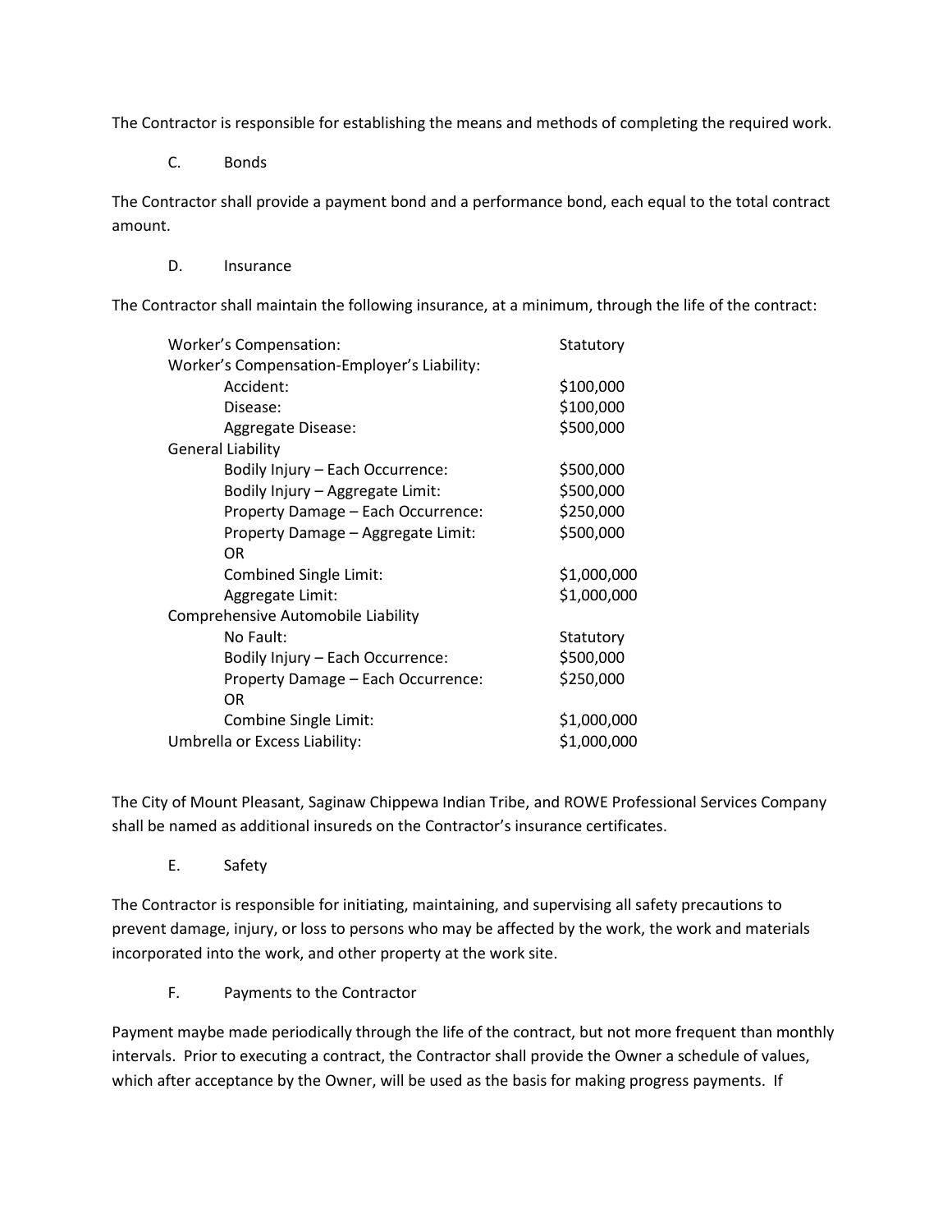The Contractor is responsible for establishing the means and methods of completing the required work.

### C. Bonds

The Contractor shall provide a payment bond and a performance bond, each equal to the total contract amount.

### D. Insurance

The Contractor shall maintain the following insurance, at a minimum, through the life of the contract:

| Coverage | Limit |
|---|---|
| Worker's Compensation: | Statutory |
| Worker's Compensation-Employer's Liability: | |
| Accident: | \$100,000 |
| Disease: | \$100,000 |
| Aggregate Disease: | \$500,000 |
| General Liability | |
| Bodily Injury – Each Occurrence: | \$500,000 |
| Bodily Injury – Aggregate Limit: | \$500,000 |
| Property Damage – Each Occurrence: | \$250,000 |
| Property Damage – Aggregate Limit: | \$500,000 |
| OR | |
| Combined Single Limit: | \$1,000,000 |
| Aggregate Limit: | \$1,000,000 |
| Comprehensive Automobile Liability | |
| No Fault: | Statutory |
| Bodily Injury – Each Occurrence: | \$500,000 |
| Property Damage – Each Occurrence: | \$250,000 |
| OR | |
| Combine Single Limit: | \$1,000,000 |
| Umbrella or Excess Liability: | \$1,000,000 |

The City of Mount Pleasant, Saginaw Chippewa Indian Tribe, and ROWE Professional Services Company shall be named as additional insureds on the Contractor's insurance certificates.

### E. Safety

The Contractor is responsible for initiating, maintaining, and supervising all safety precautions to prevent damage, injury, or loss to persons who may be affected by the work, the work and materials incorporated into the work, and other property at the work site.

### F. Payments to the Contractor

Payment maybe made periodically through the life of the contract, but not more frequent than monthly intervals. Prior to executing a contract, the Contractor shall provide the Owner a schedule of values, which after acceptance by the Owner, will be used as the basis for making progress payments. If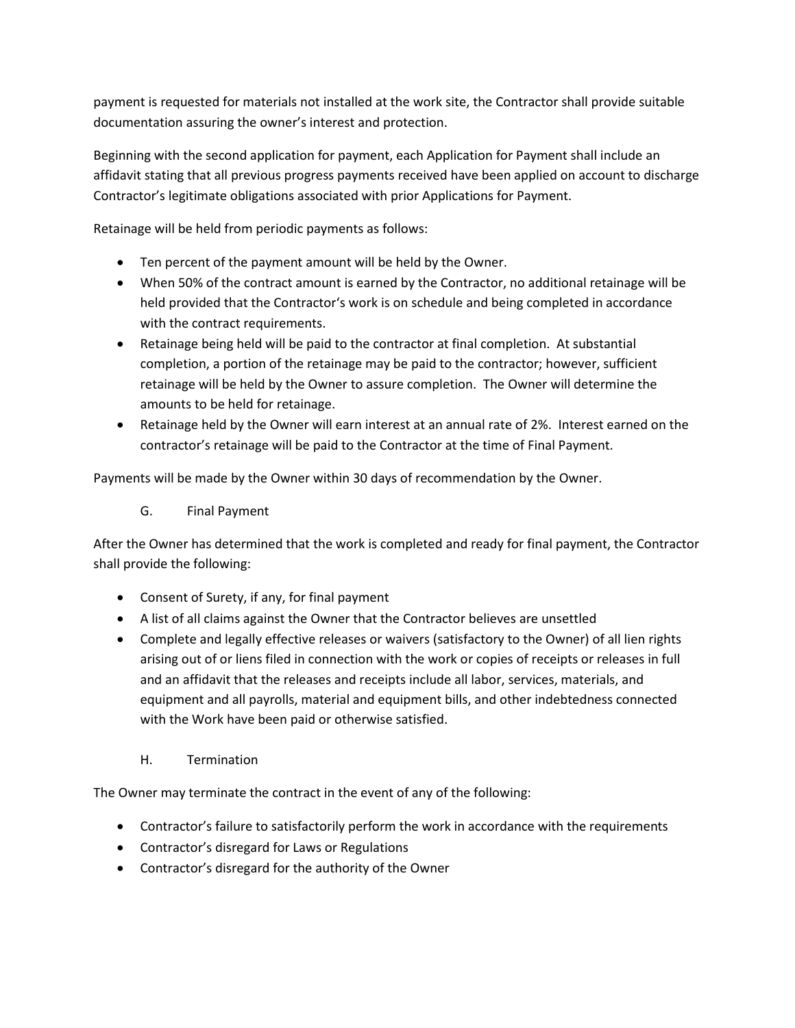payment is requested for materials not installed at the work site, the Contractor shall provide suitable documentation assuring the owner's interest and protection.

Beginning with the second application for payment, each Application for Payment shall include an affidavit stating that all previous progress payments received have been applied on account to discharge Contractor's legitimate obligations associated with prior Applications for Payment.

Retainage will be held from periodic payments as follows:

- Ten percent of the payment amount will be held by the Owner.
- When 50% of the contract amount is earned by the Contractor, no additional retainage will be held provided that the Contractor's work is on schedule and being completed in accordance with the contract requirements.
- Retainage being held will be paid to the contractor at final completion. At substantial completion, a portion of the retainage may be paid to the contractor; however, sufficient retainage will be held by the Owner to assure completion. The Owner will determine the amounts to be held for retainage.
- Retainage held by the Owner will earn interest at an annual rate of 2%. Interest earned on the contractor's retainage will be paid to the Contractor at the time of Final Payment.

Payments will be made by the Owner within 30 days of recommendation by the Owner.

### G. Final Payment

After the Owner has determined that the work is completed and ready for final payment, the Contractor shall provide the following:

- Consent of Surety, if any, for final payment
- A list of all claims against the Owner that the Contractor believes are unsettled
- Complete and legally effective releases or waivers (satisfactory to the Owner) of all lien rights arising out of or liens filed in connection with the work or copies of receipts or releases in full and an affidavit that the releases and receipts include all labor, services, materials, and equipment and all payrolls, material and equipment bills, and other indebtedness connected with the Work have been paid or otherwise satisfied.

### H. Termination

The Owner may terminate the contract in the event of any of the following:

- Contractor's failure to satisfactorily perform the work in accordance with the requirements
- Contractor's disregard for Laws or Regulations
- Contractor's disregard for the authority of the Owner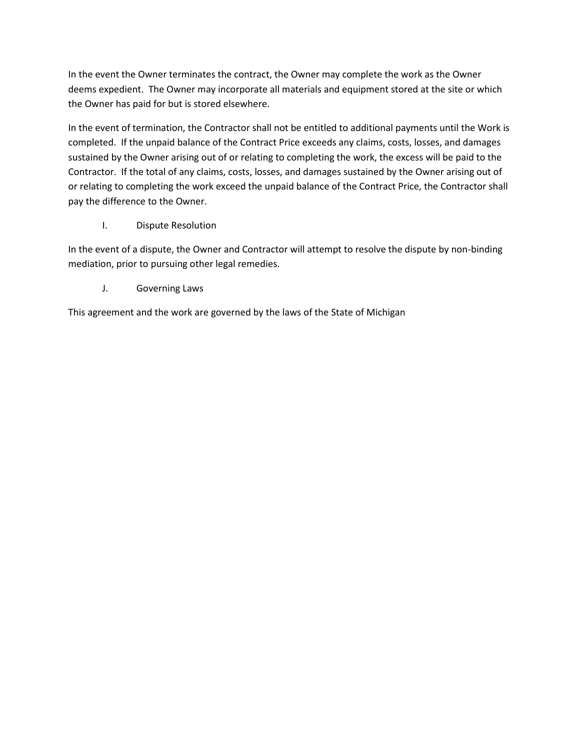In the event the Owner terminates the contract, the Owner may complete the work as the Owner deems expedient. The Owner may incorporate all materials and equipment stored at the site or which the Owner has paid for but is stored elsewhere.

In the event of termination, the Contractor shall not be entitled to additional payments until the Work is completed. If the unpaid balance of the Contract Price exceeds any claims, costs, losses, and damages sustained by the Owner arising out of or relating to completing the work, the excess will be paid to the Contractor. If the total of any claims, costs, losses, and damages sustained by the Owner arising out of or relating to completing the work exceed the unpaid balance of the Contract Price, the Contractor shall pay the difference to the Owner.

## I. Dispute Resolution

In the event of a dispute, the Owner and Contractor will attempt to resolve the dispute by non-binding mediation, prior to pursuing other legal remedies.

## J. Governing Laws

This agreement and the work are governed by the laws of the State of Michigan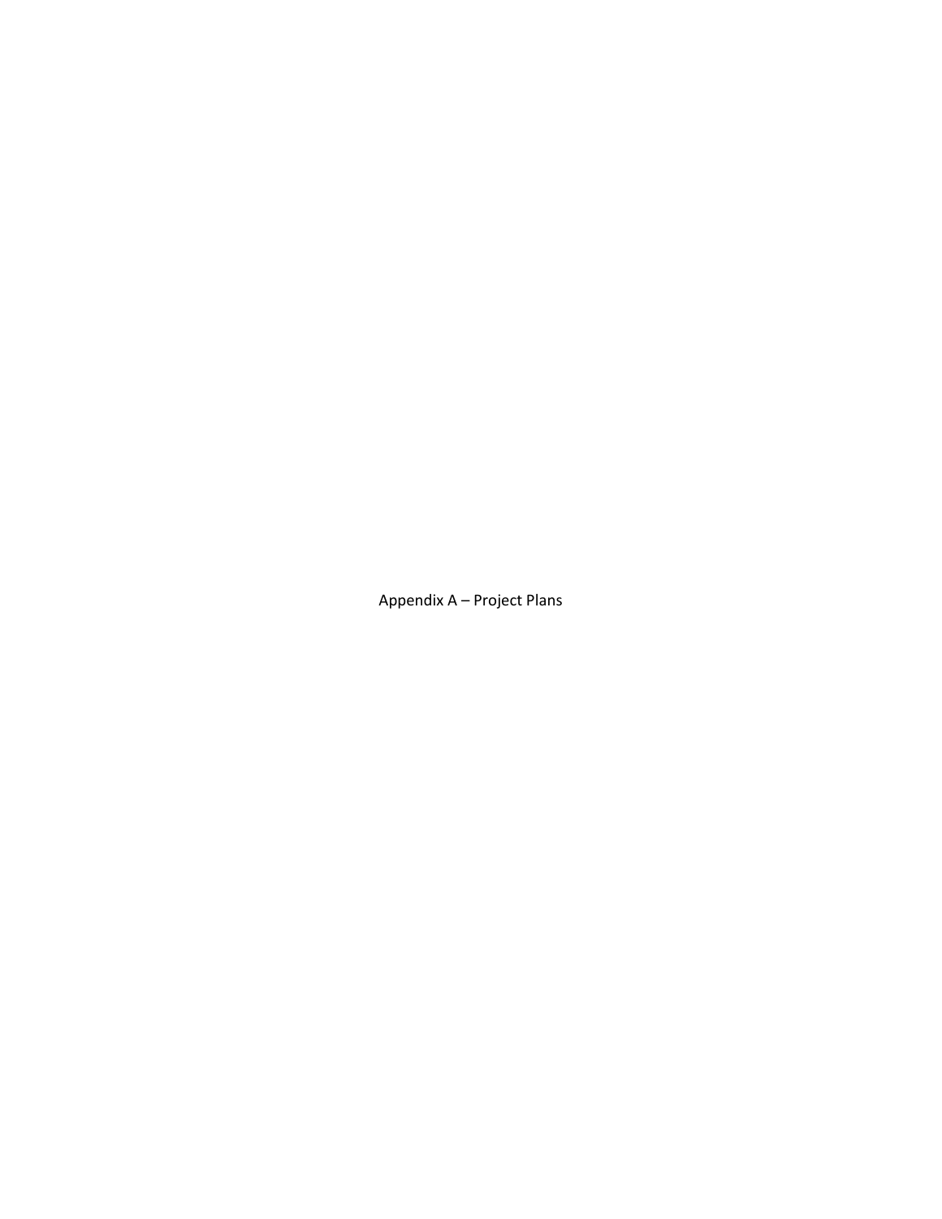Appendix A – Project Plans